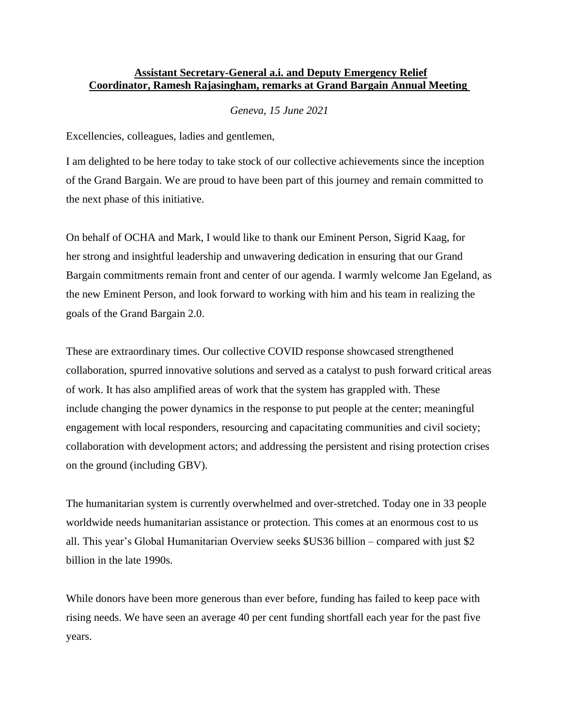**Assistant Secretary-General a.i. and Deputy Emergency Relief Coordinator, Ramesh Rajasingham, remarks at Grand Bargain Annual Meeting**

*Geneva, 15 June 2021*

Excellencies, colleagues, ladies and gentlemen,

I am delighted to be here today to take stock of our collective achievements since the inception of the Grand Bargain. We are proud to have been part of this journey and remain committed to the next phase of this initiative.

On behalf of OCHA and Mark, I would like to thank our Eminent Person, Sigrid Kaag, for her strong and insightful leadership and unwavering dedication in ensuring that our Grand Bargain commitments remain front and center of our agenda. I warmly welcome Jan Egeland, as the new Eminent Person, and look forward to working with him and his team in realizing the goals of the Grand Bargain 2.0.

These are extraordinary times. Our collective COVID response showcased strengthened collaboration, spurred innovative solutions and served as a catalyst to push forward critical areas of work. It has also amplified areas of work that the system has grappled with. These include changing the power dynamics in the response to put people at the center; meaningful engagement with local responders, resourcing and capacitating communities and civil society; collaboration with development actors; and addressing the persistent and rising protection crises on the ground (including GBV).

The humanitarian system is currently overwhelmed and over-stretched. Today one in 33 people worldwide needs humanitarian assistance or protection. This comes at an enormous cost to us all. This year's Global Humanitarian Overview seeks $US36 billion – compared with just $2 billion in the late 1990s.

While donors have been more generous than ever before, funding has failed to keep pace with rising needs. We have seen an average 40 per cent funding shortfall each year for the past five years.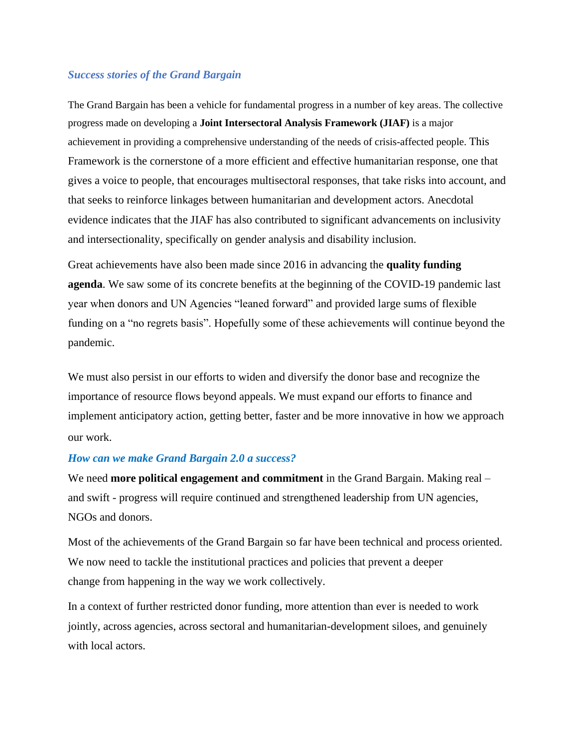### *Success stories of the Grand Bargain*

The Grand Bargain has been a vehicle for fundamental progress in a number of key areas. The collective progress made on developing a **Joint Intersectoral Analysis Framework (JIAF)** is a major achievement in providing a comprehensive understanding of the needs of crisis-affected people. This Framework is the cornerstone of a more efficient and effective humanitarian response, one that gives a voice to people, that encourages multisectoral responses, that take risks into account, and that seeks to reinforce linkages between humanitarian and development actors. Anecdotal evidence indicates that the JIAF has also contributed to significant advancements on inclusivity and intersectionality, specifically on gender analysis and disability inclusion.

Great achievements have also been made since 2016 in advancing the **quality funding agenda**. We saw some of its concrete benefits at the beginning of the COVID-19 pandemic last year when donors and UN Agencies "leaned forward" and provided large sums of flexible funding on a "no regrets basis". Hopefully some of these achievements will continue beyond the pandemic.

We must also persist in our efforts to widen and diversify the donor base and recognize the importance of resource flows beyond appeals. We must expand our efforts to finance and implement anticipatory action, getting better, faster and be more innovative in how we approach our work.

### *How can we make Grand Bargain 2.0 a success?*

We need **more political engagement and commitment** in the Grand Bargain. Making real – and swift - progress will require continued and strengthened leadership from UN agencies, NGOs and donors.

Most of the achievements of the Grand Bargain so far have been technical and process oriented. We now need to tackle the institutional practices and policies that prevent a deeper change from happening in the way we work collectively.

In a context of further restricted donor funding, more attention than ever is needed to work jointly, across agencies, across sectoral and humanitarian-development siloes, and genuinely with local actors.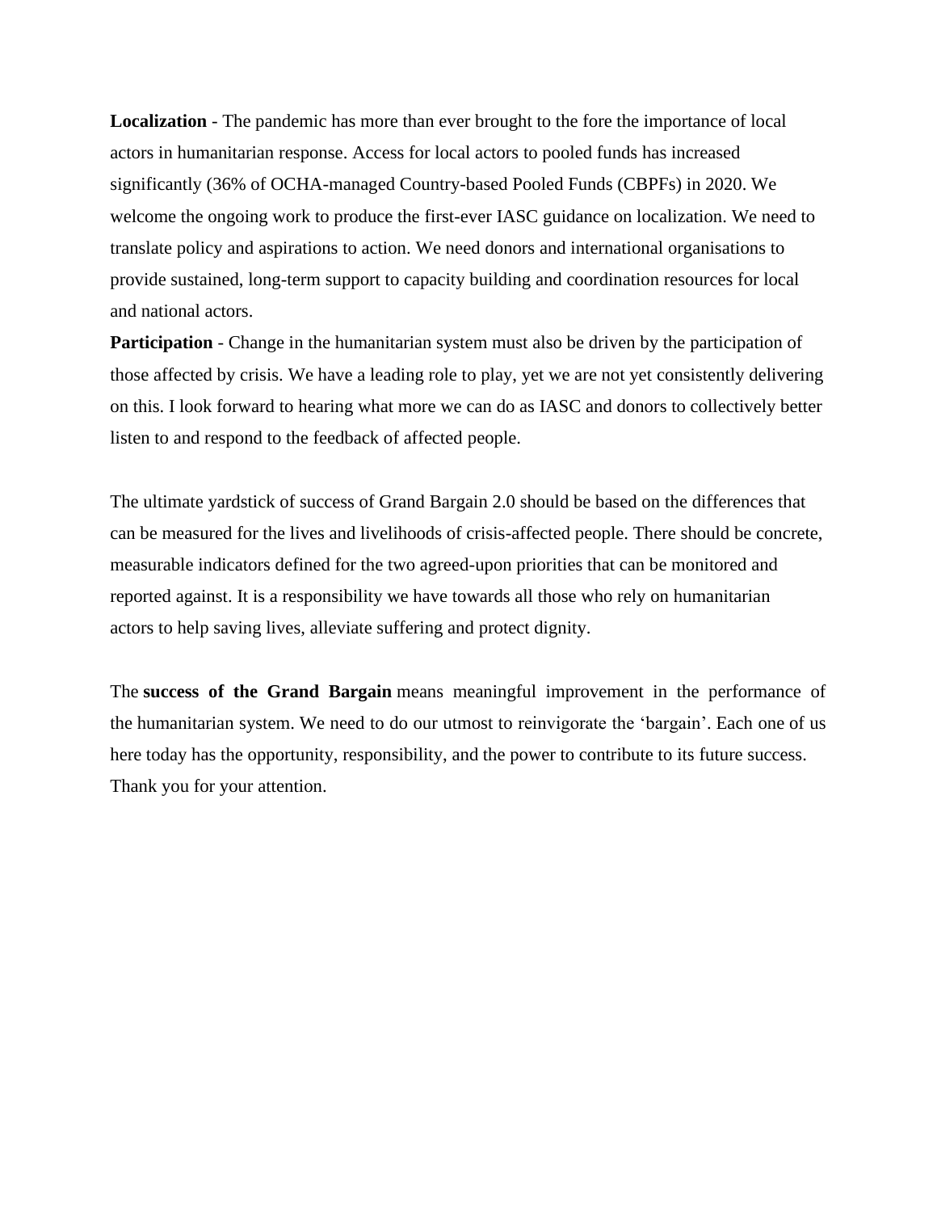**Localization** - The pandemic has more than ever brought to the fore the importance of local actors in humanitarian response. Access for local actors to pooled funds has increased significantly (36% of OCHA-managed Country-based Pooled Funds (CBPFs) in 2020. We welcome the ongoing work to produce the first-ever IASC guidance on localization. We need to translate policy and aspirations to action. We need donors and international organisations to provide sustained, long-term support to capacity building and coordination resources for local and national actors.

**Participation** - Change in the humanitarian system must also be driven by the participation of those affected by crisis. We have a leading role to play, yet we are not yet consistently delivering on this. I look forward to hearing what more we can do as IASC and donors to collectively better listen to and respond to the feedback of affected people.

The ultimate yardstick of success of Grand Bargain 2.0 should be based on the differences that can be measured for the lives and livelihoods of crisis-affected people. There should be concrete, measurable indicators defined for the two agreed-upon priorities that can be monitored and reported against. It is a responsibility we have towards all those who rely on humanitarian actors to help saving lives, alleviate suffering and protect dignity.

The **success of the Grand Bargain** means meaningful improvement in the performance of the humanitarian system. We need to do our utmost to reinvigorate the 'bargain'. Each one of us here today has the opportunity, responsibility, and the power to contribute to its future success. Thank you for your attention.